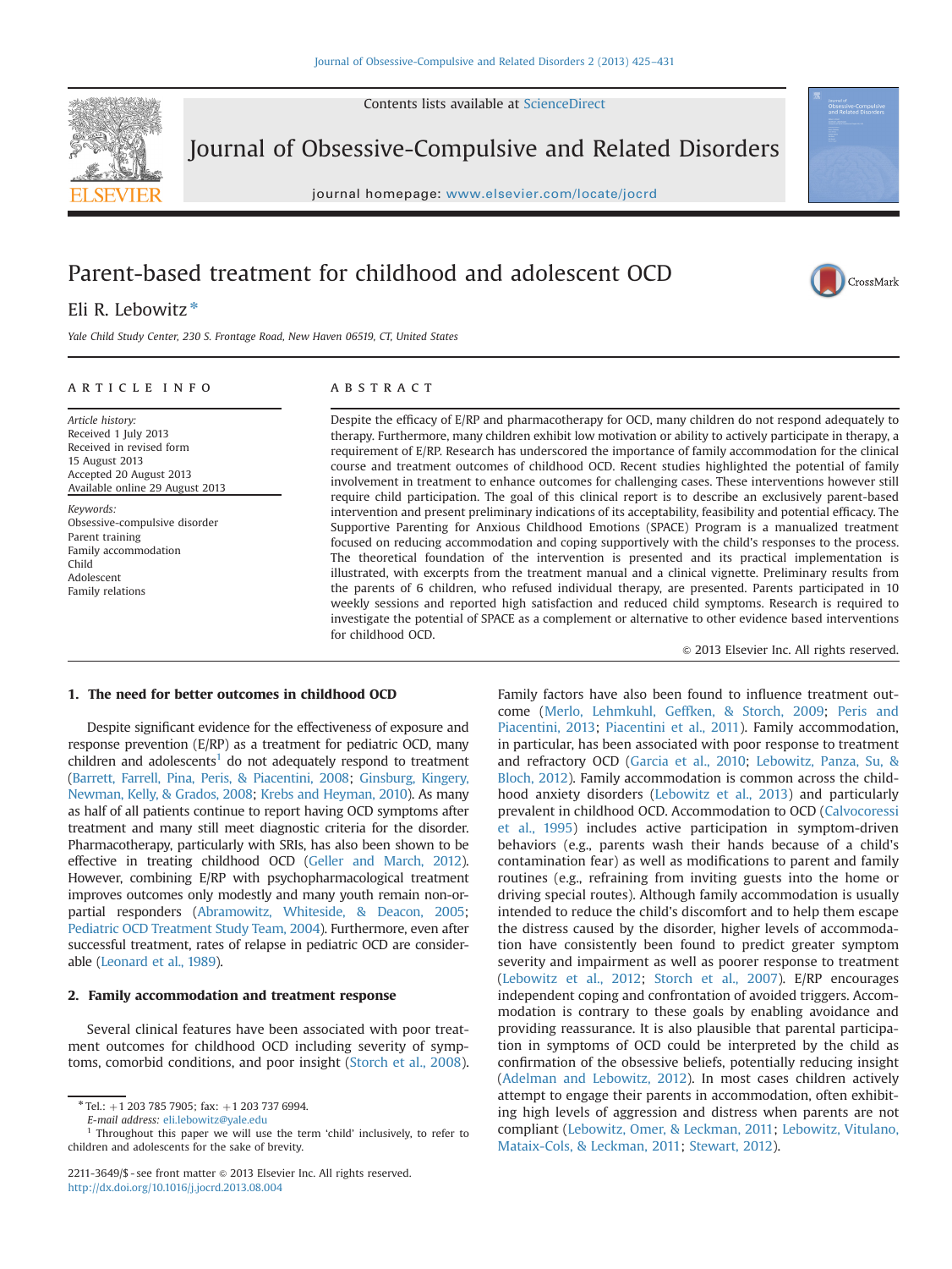Contents lists available at ScienceDirect

Journal of Obsessive-Compulsive and Related Disorders

journal homepage: www.elsevier.com/locate/jocrd

# Parent-based treatment for childhood and adolescent OCD

Eli R. Lebowitz *

*Yale Child Study Center, 230 S. Frontage Road, New Haven 06519, CT, United States*

## ARTICLE INFO

*Article history:*
Received 1 July 2013
Received in revised form
15 August 2013
Accepted 20 August 2013
Available online 29 August 2013

*Keywords:*
Obsessive-compulsive disorder
Parent training
Family accommodation
Child
Adolescent
Family relations

## ABSTRACT

Despite the efficacy of E/RP and pharmacotherapy for OCD, many children do not respond adequately to therapy. Furthermore, many children exhibit low motivation or ability to actively participate in therapy, a requirement of E/RP. Research has underscored the importance of family accommodation for the clinical course and treatment outcomes of childhood OCD. Recent studies highlighted the potential of family involvement in treatment to enhance outcomes for challenging cases. These interventions however still require child participation. The goal of this clinical report is to describe an exclusively parent-based intervention and present preliminary indications of its acceptability, feasibility and potential efficacy. The Supportive Parenting for Anxious Childhood Emotions (SPACE) Program is a manualized treatment focused on reducing accommodation and coping supportively with the child's responses to the process. The theoretical foundation of the intervention is presented and its practical implementation is illustrated, with excerpts from the treatment manual and a clinical vignette. Preliminary results from the parents of 6 children, who refused individual therapy, are presented. Parents participated in 10 weekly sessions and reported high satisfaction and reduced child symptoms. Research is required to investigate the potential of SPACE as a complement or alternative to other evidence based interventions for childhood OCD.

© 2013 Elsevier Inc. All rights reserved.

## 1. The need for better outcomes in childhood OCD

Despite significant evidence for the effectiveness of exposure and response prevention (E/RP) as a treatment for pediatric OCD, many children and adolescents[1] do not adequately respond to treatment (Barrett, Farrell, Pina, Peris, & Piacentini, 2008; Ginsburg, Kingery, Newman, Kelly, & Grados, 2008; Krebs and Heyman, 2010). As many as half of all patients continue to report having OCD symptoms after treatment and many still meet diagnostic criteria for the disorder. Pharmacotherapy, particularly with SRIs, has also been shown to be effective in treating childhood OCD (Geller and March, 2012). However, combining E/RP with psychopharmacological treatment improves outcomes only modestly and many youth remain non-or-partial responders (Abramowitz, Whiteside, & Deacon, 2005; Pediatric OCD Treatment Study Team, 2004). Furthermore, even after successful treatment, rates of relapse in pediatric OCD are considerable (Leonard et al., 1989).

## 2. Family accommodation and treatment response

Several clinical features have been associated with poor treatment outcomes for childhood OCD including severity of symptoms, comorbid conditions, and poor insight (Storch et al., 2008). Family factors have also been found to influence treatment outcome (Merlo, Lehmkuhl, Geffken, & Storch, 2009; Peris and Piacentini, 2013; Piacentini et al., 2011). Family accommodation, in particular, has been associated with poor response to treatment and refractory OCD (Garcia et al., 2010; Lebowitz, Panza, Su, & Bloch, 2012). Family accommodation is common across the childhood anxiety disorders (Lebowitz et al., 2013) and particularly prevalent in childhood OCD. Accommodation to OCD (Calvocoressi et al., 1995) includes active participation in symptom-driven behaviors (e.g., parents wash their hands because of a child's contamination fear) as well as modifications to parent and family routines (e.g., refraining from inviting guests into the home or driving special routes). Although family accommodation is usually intended to reduce the child's discomfort and to help them escape the distress caused by the disorder, higher levels of accommodation have consistently been found to predict greater symptom severity and impairment as well as poorer response to treatment (Lebowitz et al., 2012; Storch et al., 2007). E/RP encourages independent coping and confrontation of avoided triggers. Accommodation is contrary to these goals by enabling avoidance and providing reassurance. It is also plausible that parental participation in symptoms of OCD could be interpreted by the child as confirmation of the obsessive beliefs, potentially reducing insight (Adelman and Lebowitz, 2012). In most cases children actively attempt to engage their parents in accommodation, often exhibiting high levels of aggression and distress when parents are not compliant (Lebowitz, Omer, & Leckman, 2011; Lebowitz, Vitulano, Mataix-Cols, & Leckman, 2011; Stewart, 2012).

* Tel.: +1 203 785 7905; fax: +1 203 737 6994.
*E-mail address:* eli.lebowitz@yale.edu

[1] Throughout this paper we will use the term 'child' inclusively, to refer to children and adolescents for the sake of brevity.

2211-3649/$ - see front matter © 2013 Elsevier Inc. All rights reserved.
http://dx.doi.org/10.1016/j.jocrd.2013.08.004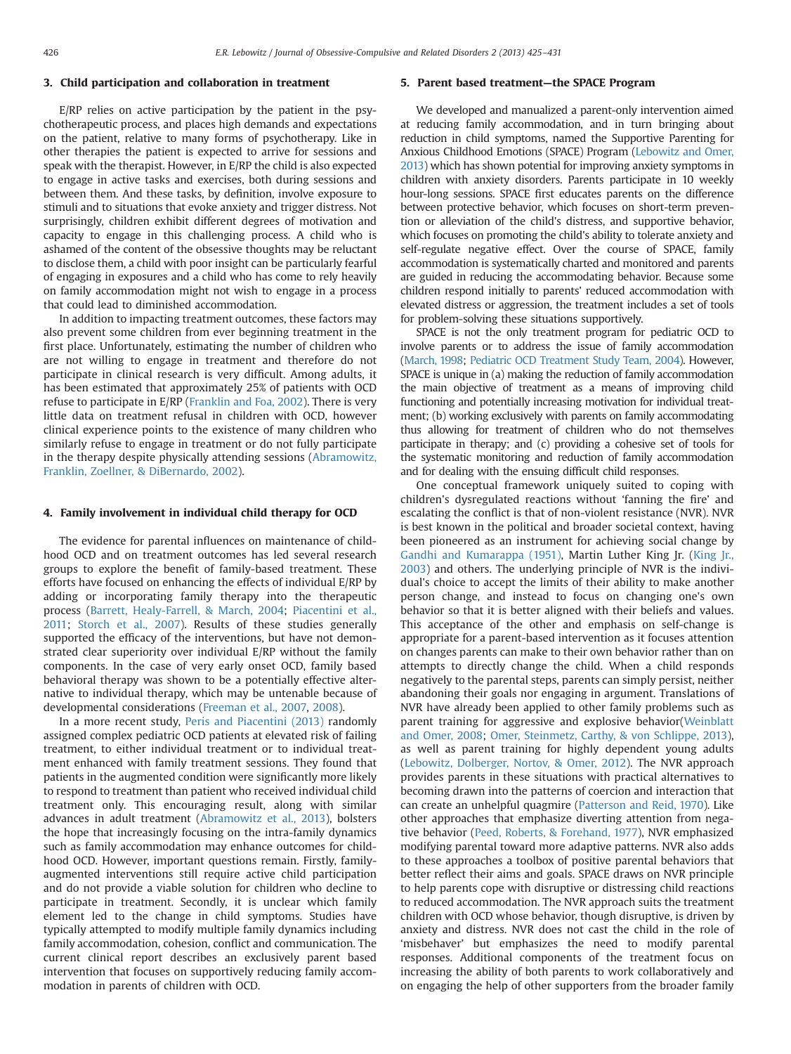## 3. Child participation and collaboration in treatment

E/RP relies on active participation by the patient in the psychotherapeutic process, and places high demands and expectations on the patient, relative to many forms of psychotherapy. Like in other therapies the patient is expected to arrive for sessions and speak with the therapist. However, in E/RP the child is also expected to engage in active tasks and exercises, both during sessions and between them. And these tasks, by definition, involve exposure to stimuli and to situations that evoke anxiety and trigger distress. Not surprisingly, children exhibit different degrees of motivation and capacity to engage in this challenging process. A child who is ashamed of the content of the obsessive thoughts may be reluctant to disclose them, a child with poor insight can be particularly fearful of engaging in exposures and a child who has come to rely heavily on family accommodation might not wish to engage in a process that could lead to diminished accommodation.

In addition to impacting treatment outcomes, these factors may also prevent some children from ever beginning treatment in the first place. Unfortunately, estimating the number of children who are not willing to engage in treatment and therefore do not participate in clinical research is very difficult. Among adults, it has been estimated that approximately 25% of patients with OCD refuse to participate in E/RP (Franklin and Foa, 2002). There is very little data on treatment refusal in children with OCD, however clinical experience points to the existence of many children who similarly refuse to engage in treatment or do not fully participate in the therapy despite physically attending sessions (Abramowitz, Franklin, Zoellner, & DiBernardo, 2002).

## 4. Family involvement in individual child therapy for OCD

The evidence for parental influences on maintenance of childhood OCD and on treatment outcomes has led several research groups to explore the benefit of family-based treatment. These efforts have focused on enhancing the effects of individual E/RP by adding or incorporating family therapy into the therapeutic process (Barrett, Healy-Farrell, & March, 2004; Piacentini et al., 2011; Storch et al., 2007). Results of these studies generally supported the efficacy of the interventions, but have not demonstrated clear superiority over individual E/RP without the family components. In the case of very early onset OCD, family based behavioral therapy was shown to be a potentially effective alternative to individual therapy, which may be untenable because of developmental considerations (Freeman et al., 2007, 2008).

In a more recent study, Peris and Piacentini (2013) randomly assigned complex pediatric OCD patients at elevated risk of failing treatment, to either individual treatment or to individual treatment enhanced with family treatment sessions. They found that patients in the augmented condition were significantly more likely to respond to treatment than patient who received individual child treatment only. This encouraging result, along with similar advances in adult treatment (Abramowitz et al., 2013), bolsters the hope that increasingly focusing on the intra-family dynamics such as family accommodation may enhance outcomes for childhood OCD. However, important questions remain. Firstly, family-augmented interventions still require active child participation and do not provide a viable solution for children who decline to participate in treatment. Secondly, it is unclear which family element led to the change in child symptoms. Studies have typically attempted to modify multiple family dynamics including family accommodation, cohesion, conflict and communication. The current clinical report describes an exclusively parent based intervention that focuses on supportively reducing family accommodation in parents of children with OCD.

## 5. Parent based treatment—the SPACE Program

We developed and manualized a parent-only intervention aimed at reducing family accommodation, and in turn bringing about reduction in child symptoms, named the Supportive Parenting for Anxious Childhood Emotions (SPACE) Program (Lebowitz and Omer, 2013) which has shown potential for improving anxiety symptoms in children with anxiety disorders. Parents participate in 10 weekly hour-long sessions. SPACE first educates parents on the difference between protective behavior, which focuses on short-term prevention or alleviation of the child's distress, and supportive behavior, which focuses on promoting the child's ability to tolerate anxiety and self-regulate negative effect. Over the course of SPACE, family accommodation is systematically charted and monitored and parents are guided in reducing the accommodating behavior. Because some children respond initially to parents' reduced accommodation with elevated distress or aggression, the treatment includes a set of tools for problem-solving these situations supportively.

SPACE is not the only treatment program for pediatric OCD to involve parents or to address the issue of family accommodation (March, 1998; Pediatric OCD Treatment Study Team, 2004). However, SPACE is unique in (a) making the reduction of family accommodation the main objective of treatment as a means of improving child functioning and potentially increasing motivation for individual treatment; (b) working exclusively with parents on family accommodating thus allowing for treatment of children who do not themselves participate in therapy; and (c) providing a cohesive set of tools for the systematic monitoring and reduction of family accommodation and for dealing with the ensuing difficult child responses.

One conceptual framework uniquely suited to coping with children's dysregulated reactions without 'fanning the fire' and escalating the conflict is that of non-violent resistance (NVR). NVR is best known in the political and broader societal context, having been pioneered as an instrument for achieving social change by Gandhi and Kumarappa (1951), Martin Luther King Jr. (King Jr., 2003) and others. The underlying principle of NVR is the individual's choice to accept the limits of their ability to make another person change, and instead to focus on changing one's own behavior so that it is better aligned with their beliefs and values. This acceptance of the other and emphasis on self-change is appropriate for a parent-based intervention as it focuses attention on changes parents can make to their own behavior rather than on attempts to directly change the child. When a child responds negatively to the parental steps, parents can simply persist, neither abandoning their goals nor engaging in argument. Translations of NVR have already been applied to other family problems such as parent training for aggressive and explosive behavior(Weinblatt and Omer, 2008; Omer, Steinmetz, Carthy, & von Schlippe, 2013), as well as parent training for highly dependent young adults (Lebowitz, Dolberger, Nortov, & Omer, 2012). The NVR approach provides parents in these situations with practical alternatives to becoming drawn into the patterns of coercion and interaction that can create an unhelpful quagmire (Patterson and Reid, 1970). Like other approaches that emphasize diverting attention from negative behavior (Peed, Roberts, & Forehand, 1977), NVR emphasized modifying parental toward more adaptive patterns. NVR also adds to these approaches a toolbox of positive parental behaviors that better reflect their aims and goals. SPACE draws on NVR principle to help parents cope with disruptive or distressing child reactions to reduced accommodation. The NVR approach suits the treatment children with OCD whose behavior, though disruptive, is driven by anxiety and distress. NVR does not cast the child in the role of 'misbehaver' but emphasizes the need to modify parental responses. Additional components of the treatment focus on increasing the ability of both parents to work collaboratively and on engaging the help of other supporters from the broader family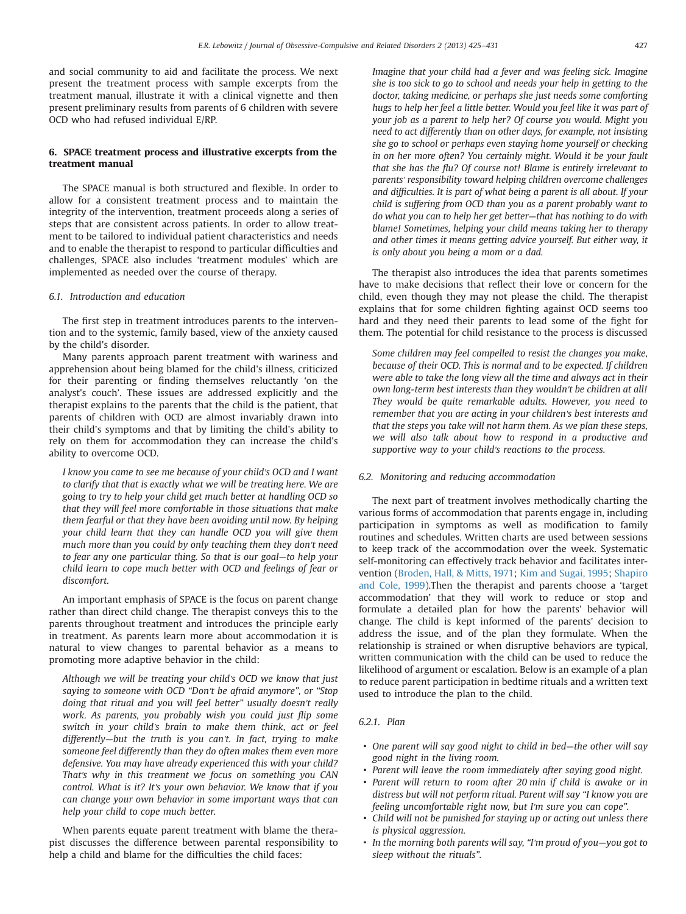and social community to aid and facilitate the process. We next present the treatment process with sample excerpts from the treatment manual, illustrate it with a clinical vignette and then present preliminary results from parents of 6 children with severe OCD who had refused individual E/RP.

## 6. SPACE treatment process and illustrative excerpts from the treatment manual

The SPACE manual is both structured and flexible. In order to allow for a consistent treatment process and to maintain the integrity of the intervention, treatment proceeds along a series of steps that are consistent across patients. In order to allow treatment to be tailored to individual patient characteristics and needs and to enable the therapist to respond to particular difficulties and challenges, SPACE also includes 'treatment modules' which are implemented as needed over the course of therapy.

### 6.1. Introduction and education

The first step in treatment introduces parents to the intervention and to the systemic, family based, view of the anxiety caused by the child's disorder.

Many parents approach parent treatment with wariness and apprehension about being blamed for the child's illness, criticized for their parenting or finding themselves reluctantly 'on the analyst's couch'. These issues are addressed explicitly and the therapist explains to the parents that the child is the patient, that parents of children with OCD are almost invariably drawn into their child's symptoms and that by limiting the child's ability to rely on them for accommodation they can increase the child's ability to overcome OCD.

> *I know you came to see me because of your child's OCD and I want to clarify that that is exactly what we will be treating here. We are going to try to help your child get much better at handling OCD so that they will feel more comfortable in those situations that make them fearful or that they have been avoiding until now. By helping your child learn that they can handle OCD you will give them much more than you could by only teaching them they don't need to fear any one particular thing. So that is our goal—to help your child learn to cope much better with OCD and feelings of fear or discomfort.*

An important emphasis of SPACE is the focus on parent change rather than direct child change. The therapist conveys this to the parents throughout treatment and introduces the principle early in treatment. As parents learn more about accommodation it is natural to view changes to parental behavior as a means to promoting more adaptive behavior in the child:

> *Although we will be treating your child's OCD we know that just saying to someone with OCD "Don't be afraid anymore", or "Stop doing that ritual and you will feel better" usually doesn't really work. As parents, you probably wish you could just flip some switch in your child's brain to make them think, act or feel differently—but the truth is you can't. In fact, trying to make someone feel differently than they do often makes them even more defensive. You may have already experienced this with your child? That's why in this treatment we focus on something you CAN control. What is it? It's your own behavior. We know that if you can change your own behavior in some important ways that can help your child to cope much better.*

When parents equate parent treatment with blame the therapist discusses the difference between parental responsibility to help a child and blame for the difficulties the child faces:

> *Imagine that your child had a fever and was feeling sick. Imagine she is too sick to go to school and needs your help in getting to the doctor, taking medicine, or perhaps she just needs some comforting hugs to help her feel a little better. Would you feel like it was part of your job as a parent to help her? Of course you would. Might you need to act differently than on other days, for example, not insisting she go to school or perhaps even staying home yourself or checking in on her more often? You certainly might. Would it be your fault that she has the flu? Of course not! Blame is entirely irrelevant to parents' responsibility toward helping children overcome challenges and difficulties. It is part of what being a parent is all about. If your child is suffering from OCD than you as a parent probably want to do what you can to help her get better—that has nothing to do with blame! Sometimes, helping your child means taking her to therapy and other times it means getting advice yourself. But either way, it is only about you being a mom or a dad.*

The therapist also introduces the idea that parents sometimes have to make decisions that reflect their love or concern for the child, even though they may not please the child. The therapist explains that for some children fighting against OCD seems too hard and they need their parents to lead some of the fight for them. The potential for child resistance to the process is discussed

> *Some children may feel compelled to resist the changes you make, because of their OCD. This is normal and to be expected. If children were able to take the long view all the time and always act in their own long-term best interests than they wouldn't be children at all! They would be quite remarkable adults. However, you need to remember that you are acting in your children's best interests and that the steps you take will not harm them. As we plan these steps, we will also talk about how to respond in a productive and supportive way to your child's reactions to the process.*

### 6.2. Monitoring and reducing accommodation

The next part of treatment involves methodically charting the various forms of accommodation that parents engage in, including participation in symptoms as well as modification to family routines and schedules. Written charts are used between sessions to keep track of the accommodation over the week. Systematic self-monitoring can effectively track behavior and facilitates intervention (Broden, Hall, & Mitts, 1971; Kim and Sugai, 1995; Shapiro and Cole, 1999).Then the therapist and parents choose a 'target accommodation' that they will work to reduce or stop and formulate a detailed plan for how the parents' behavior will change. The child is kept informed of the parents' decision to address the issue, and of the plan they formulate. When the relationship is strained or when disruptive behaviors are typical, written communication with the child can be used to reduce the likelihood of argument or escalation. Below is an example of a plan to reduce parent participation in bedtime rituals and a written text used to introduce the plan to the child.

#### 6.2.1. Plan

- *One parent will say good night to child in bed—the other will say good night in the living room.*
- *Parent will leave the room immediately after saying good night.*
- *Parent will return to room after 20 min if child is awake or in distress but will not perform ritual. Parent will say "I know you are feeling uncomfortable right now, but I'm sure you can cope".*
- *Child will not be punished for staying up or acting out unless there is physical aggression.*
- *In the morning both parents will say, "I'm proud of you—you got to sleep without the rituals".*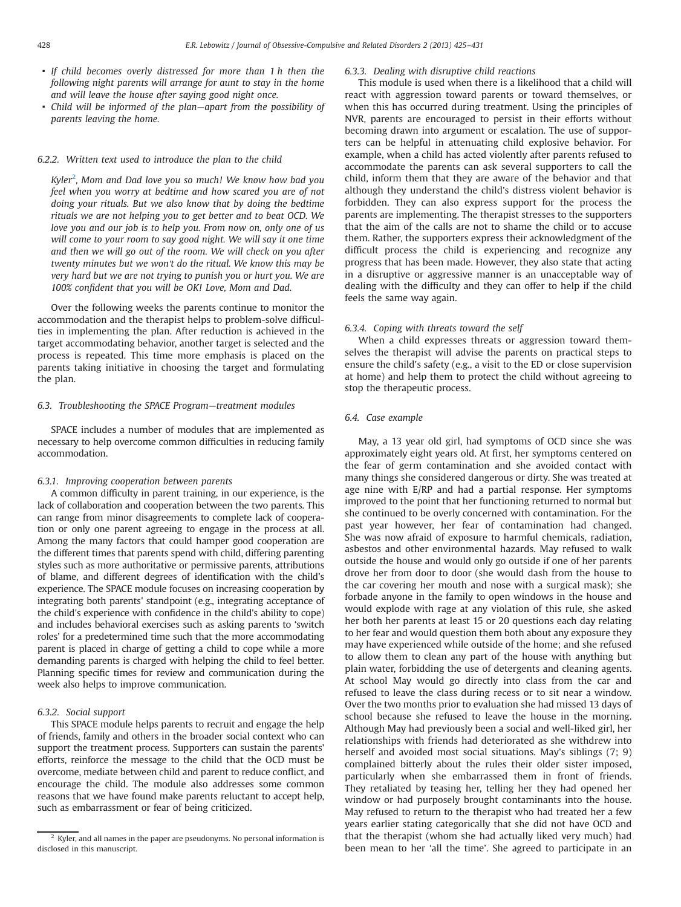- *If child becomes overly distressed for more than 1 h then the following night parents will arrange for aunt to stay in the home and will leave the house after saying good night once.*
- *Child will be informed of the plan—apart from the possibility of parents leaving the home.*

#### 6.2.2. Written text used to introduce the plan to the child

*Kyler*[2]*, Mom and Dad love you so much! We know how bad you feel when you worry at bedtime and how scared you are of not doing your rituals. But we also know that by doing the bedtime rituals we are not helping you to get better and to beat OCD. We love you and our job is to help you. From now on, only one of us will come to your room to say good night. We will say it one time and then we will go out of the room. We will check on you after twenty minutes but we won't do the ritual. We know this may be very hard but we are not trying to punish you or hurt you. We are 100% confident that you will be OK! Love, Mom and Dad.*

Over the following weeks the parents continue to monitor the accommodation and the therapist helps to problem-solve difficulties in implementing the plan. After reduction is achieved in the target accommodating behavior, another target is selected and the process is repeated. This time more emphasis is placed on the parents taking initiative in choosing the target and formulating the plan.

### 6.3. Troubleshooting the SPACE Program—treatment modules

SPACE includes a number of modules that are implemented as necessary to help overcome common difficulties in reducing family accommodation.

#### 6.3.1. Improving cooperation between parents

A common difficulty in parent training, in our experience, is the lack of collaboration and cooperation between the two parents. This can range from minor disagreements to complete lack of cooperation or only one parent agreeing to engage in the process at all. Among the many factors that could hamper good cooperation are the different times that parents spend with child, differing parenting styles such as more authoritative or permissive parents, attributions of blame, and different degrees of identification with the child's experience. The SPACE module focuses on increasing cooperation by integrating both parents' standpoint (e.g., integrating acceptance of the child's experience with confidence in the child's ability to cope) and includes behavioral exercises such as asking parents to 'switch roles' for a predetermined time such that the more accommodating parent is placed in charge of getting a child to cope while a more demanding parents is charged with helping the child to feel better. Planning specific times for review and communication during the week also helps to improve communication.

#### 6.3.2. Social support

This SPACE module helps parents to recruit and engage the help of friends, family and others in the broader social context who can support the treatment process. Supporters can sustain the parents' efforts, reinforce the message to the child that the OCD must be overcome, mediate between child and parent to reduce conflict, and encourage the child. The module also addresses some common reasons that we have found make parents reluctant to accept help, such as embarrassment or fear of being criticized.

#### 6.3.3. Dealing with disruptive child reactions

This module is used when there is a likelihood that a child will react with aggression toward parents or toward themselves, or when this has occurred during treatment. Using the principles of NVR, parents are encouraged to persist in their efforts without becoming drawn into argument or escalation. The use of supporters can be helpful in attenuating child explosive behavior. For example, when a child has acted violently after parents refused to accommodate the parents can ask several supporters to call the child, inform them that they are aware of the behavior and that although they understand the child's distress violent behavior is forbidden. They can also express support for the process the parents are implementing. The therapist stresses to the supporters that the aim of the calls are not to shame the child or to accuse them. Rather, the supporters express their acknowledgment of the difficult process the child is experiencing and recognize any progress that has been made. However, they also state that acting in a disruptive or aggressive manner is an unacceptable way of dealing with the difficulty and they can offer to help if the child feels the same way again.

#### 6.3.4. Coping with threats toward the self

When a child expresses threats or aggression toward themselves the therapist will advise the parents on practical steps to ensure the child's safety (e.g., a visit to the ED or close supervision at home) and help them to protect the child without agreeing to stop the therapeutic process.

### 6.4. Case example

May, a 13 year old girl, had symptoms of OCD since she was approximately eight years old. At first, her symptoms centered on the fear of germ contamination and she avoided contact with many things she considered dangerous or dirty. She was treated at age nine with E/RP and had a partial response. Her symptoms improved to the point that her functioning returned to normal but she continued to be overly concerned with contamination. For the past year however, her fear of contamination had changed. She was now afraid of exposure to harmful chemicals, radiation, asbestos and other environmental hazards. May refused to walk outside the house and would only go outside if one of her parents drove her from door to door (she would dash from the house to the car covering her mouth and nose with a surgical mask); she forbade anyone in the family to open windows in the house and would explode with rage at any violation of this rule, she asked her both her parents at least 15 or 20 questions each day relating to her fear and would question them both about any exposure they may have experienced while outside of the home; and she refused to allow them to clean any part of the house with anything but plain water, forbidding the use of detergents and cleaning agents. At school May would go directly into class from the car and refused to leave the class during recess or to sit near a window. Over the two months prior to evaluation she had missed 13 days of school because she refused to leave the house in the morning. Although May had previously been a social and well-liked girl, her relationships with friends had deteriorated as she withdrew into herself and avoided most social situations. May's siblings (7; 9) complained bitterly about the rules their older sister imposed, particularly when she embarrassed them in front of friends. They retaliated by teasing her, telling her they had opened her window or had purposely brought contaminants into the house. May refused to return to the therapist who had treated her a few years earlier stating categorically that she did not have OCD and that the therapist (whom she had actually liked very much) had been mean to her 'all the time'. She agreed to participate in an

[2] Kyler, and all names in the paper are pseudonyms. No personal information is disclosed in this manuscript.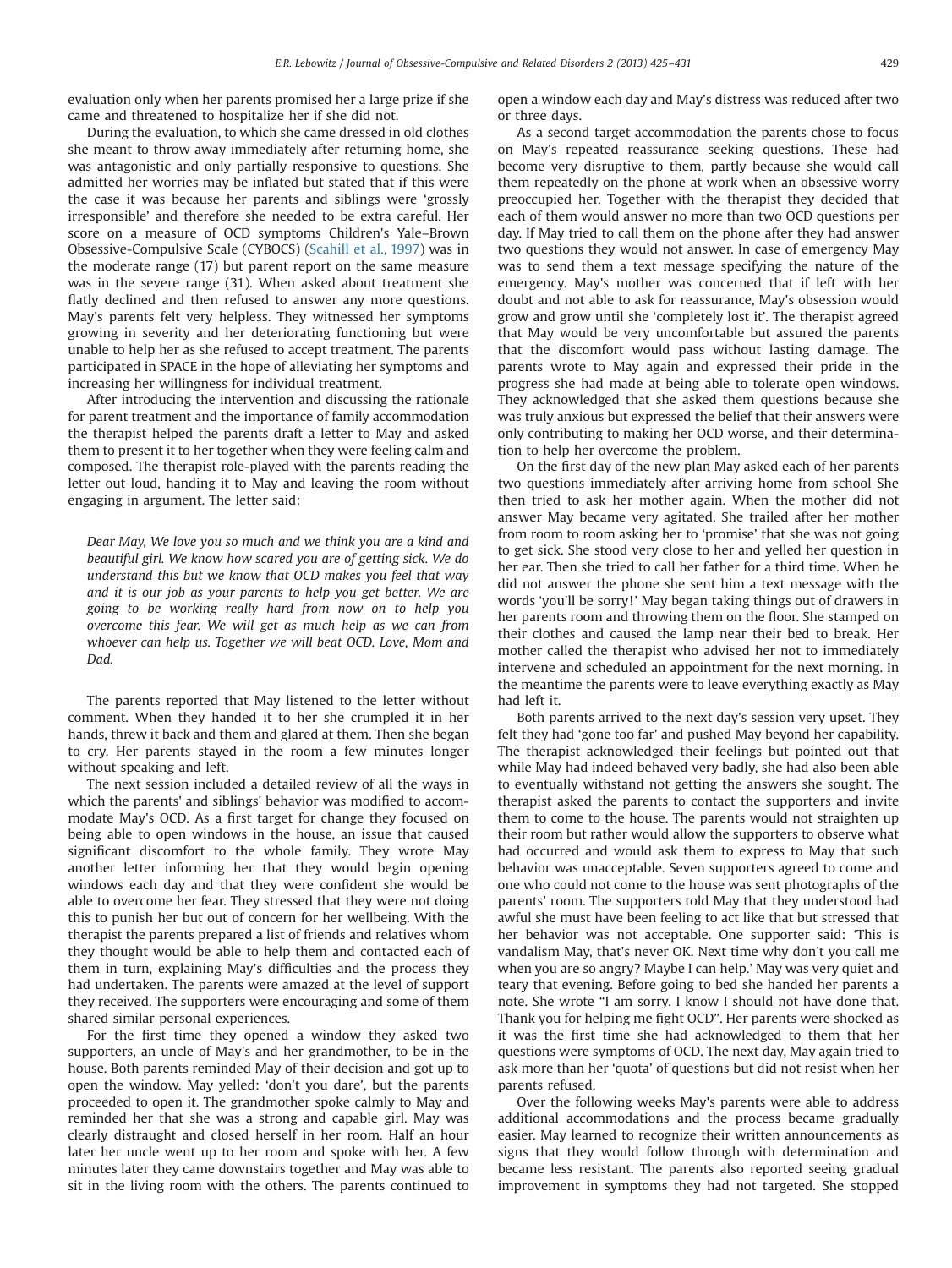evaluation only when her parents promised her a large prize if she came and threatened to hospitalize her if she did not.

During the evaluation, to which she came dressed in old clothes she meant to throw away immediately after returning home, she was antagonistic and only partially responsive to questions. She admitted her worries may be inflated but stated that if this were the case it was because her parents and siblings were 'grossly irresponsible' and therefore she needed to be extra careful. Her score on a measure of OCD symptoms Children's Yale–Brown Obsessive-Compulsive Scale (CYBOCS) (Scahill et al., 1997) was in the moderate range (17) but parent report on the same measure was in the severe range (31). When asked about treatment she flatly declined and then refused to answer any more questions. May's parents felt very helpless. They witnessed her symptoms growing in severity and her deteriorating functioning but were unable to help her as she refused to accept treatment. The parents participated in SPACE in the hope of alleviating her symptoms and increasing her willingness for individual treatment.

After introducing the intervention and discussing the rationale for parent treatment and the importance of family accommodation the therapist helped the parents draft a letter to May and asked them to present it to her together when they were feeling calm and composed. The therapist role-played with the parents reading the letter out loud, handing it to May and leaving the room without engaging in argument. The letter said:

> *Dear May, We love you so much and we think you are a kind and beautiful girl. We know how scared you are of getting sick. We do understand this but we know that OCD makes you feel that way and it is our job as your parents to help you get better. We are going to be working really hard from now on to help you overcome this fear. We will get as much help as we can from whoever can help us. Together we will beat OCD. Love, Mom and Dad.*

The parents reported that May listened to the letter without comment. When they handed it to her she crumpled it in her hands, threw it back and them and glared at them. Then she began to cry. Her parents stayed in the room a few minutes longer without speaking and left.

The next session included a detailed review of all the ways in which the parents' and siblings' behavior was modified to accommodate May's OCD. As a first target for change they focused on being able to open windows in the house, an issue that caused significant discomfort to the whole family. They wrote May another letter informing her that they would begin opening windows each day and that they were confident she would be able to overcome her fear. They stressed that they were not doing this to punish her but out of concern for her wellbeing. With the therapist the parents prepared a list of friends and relatives whom they thought would be able to help them and contacted each of them in turn, explaining May's difficulties and the process they had undertaken. The parents were amazed at the level of support they received. The supporters were encouraging and some of them shared similar personal experiences.

For the first time they opened a window they asked two supporters, an uncle of May's and her grandmother, to be in the house. Both parents reminded May of their decision and got up to open the window. May yelled: 'don't you dare', but the parents proceeded to open it. The grandmother spoke calmly to May and reminded her that she was a strong and capable girl. May was clearly distraught and closed herself in her room. Half an hour later her uncle went up to her room and spoke with her. A few minutes later they came downstairs together and May was able to sit in the living room with the others. The parents continued to open a window each day and May's distress was reduced after two or three days.

As a second target accommodation the parents chose to focus on May's repeated reassurance seeking questions. These had become very disruptive to them, partly because she would call them repeatedly on the phone at work when an obsessive worry preoccupied her. Together with the therapist they decided that each of them would answer no more than two OCD questions per day. If May tried to call them on the phone after they had answer two questions they would not answer. In case of emergency May was to send them a text message specifying the nature of the emergency. May's mother was concerned that if left with her doubt and not able to ask for reassurance, May's obsession would grow and grow until she 'completely lost it'. The therapist agreed that May would be very uncomfortable but assured the parents that the discomfort would pass without lasting damage. The parents wrote to May again and expressed their pride in the progress she had made at being able to tolerate open windows. They acknowledged that she asked them questions because she was truly anxious but expressed the belief that their answers were only contributing to making her OCD worse, and their determination to help her overcome the problem.

On the first day of the new plan May asked each of her parents two questions immediately after arriving home from school She then tried to ask her mother again. When the mother did not answer May became very agitated. She trailed after her mother from room to room asking her to 'promise' that she was not going to get sick. She stood very close to her and yelled her question in her ear. Then she tried to call her father for a third time. When he did not answer the phone she sent him a text message with the words 'you'll be sorry!' May began taking things out of drawers in her parents room and throwing them on the floor. She stamped on their clothes and caused the lamp near their bed to break. Her mother called the therapist who advised her not to immediately intervene and scheduled an appointment for the next morning. In the meantime the parents were to leave everything exactly as May had left it.

Both parents arrived to the next day's session very upset. They felt they had 'gone too far' and pushed May beyond her capability. The therapist acknowledged their feelings but pointed out that while May had indeed behaved very badly, she had also been able to eventually withstand not getting the answers she sought. The therapist asked the parents to contact the supporters and invite them to come to the house. The parents would not straighten up their room but rather would allow the supporters to observe what had occurred and would ask them to express to May that such behavior was unacceptable. Seven supporters agreed to come and one who could not come to the house was sent photographs of the parents' room. The supporters told May that they understood had awful she must have been feeling to act like that but stressed that her behavior was not acceptable. One supporter said: 'This is vandalism May, that's never OK. Next time why don't you call me when you are so angry? Maybe I can help.' May was very quiet and teary that evening. Before going to bed she handed her parents a note. She wrote "I am sorry. I know I should not have done that. Thank you for helping me fight OCD". Her parents were shocked as it was the first time she had acknowledged to them that her questions were symptoms of OCD. The next day, May again tried to ask more than her 'quota' of questions but did not resist when her parents refused.

Over the following weeks May's parents were able to address additional accommodations and the process became gradually easier. May learned to recognize their written announcements as signs that they would follow through with determination and became less resistant. The parents also reported seeing gradual improvement in symptoms they had not targeted. She stopped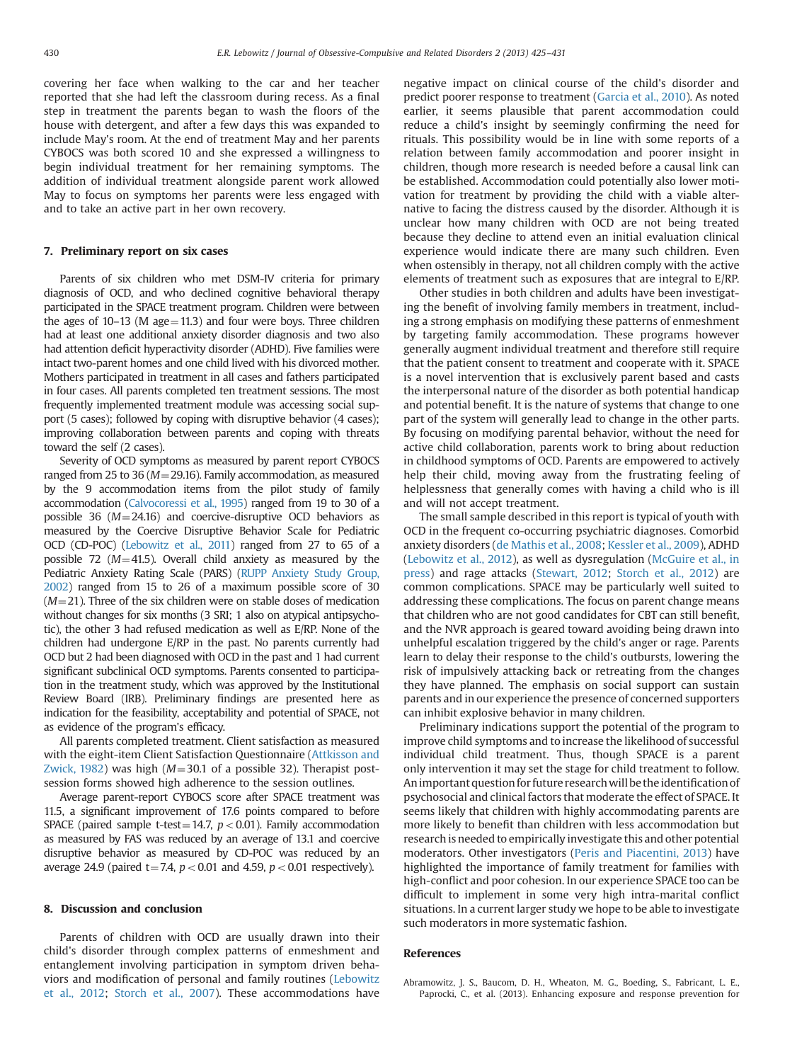covering her face when walking to the car and her teacher reported that she had left the classroom during recess. As a final step in treatment the parents began to wash the floors of the house with detergent, and after a few days this was expanded to include May's room. At the end of treatment May and her parents CYBOCS was both scored 10 and she expressed a willingness to begin individual treatment for her remaining symptoms. The addition of individual treatment alongside parent work allowed May to focus on symptoms her parents were less engaged with and to take an active part in her own recovery.

## 7. Preliminary report on six cases

Parents of six children who met DSM-IV criteria for primary diagnosis of OCD, and who declined cognitive behavioral therapy participated in the SPACE treatment program. Children were between the ages of 10–13 (M age = 11.3) and four were boys. Three children had at least one additional anxiety disorder diagnosis and two also had attention deficit hyperactivity disorder (ADHD). Five families were intact two-parent homes and one child lived with his divorced mother. Mothers participated in treatment in all cases and fathers participated in four cases. All parents completed ten treatment sessions. The most frequently implemented treatment module was accessing social support (5 cases); followed by coping with disruptive behavior (4 cases); improving collaboration between parents and coping with threats toward the self (2 cases).

Severity of OCD symptoms as measured by parent report CYBOCS ranged from 25 to 36 ($M = 29.16$). Family accommodation, as measured by the 9 accommodation items from the pilot study of family accommodation (Calvocoressi et al., 1995) ranged from 19 to 30 of a possible 36 ($M = 24.16$) and coercive-disruptive OCD behaviors as measured by the Coercive Disruptive Behavior Scale for Pediatric OCD (CD-POC) (Lebowitz et al., 2011) ranged from 27 to 65 of a possible 72 ($M = 41.5$). Overall child anxiety as measured by the Pediatric Anxiety Rating Scale (PARS) (RUPP Anxiety Study Group, 2002) ranged from 15 to 26 of a maximum possible score of 30 ($M = 21$). Three of the six children were on stable doses of medication without changes for six months (3 SRI; 1 also on atypical antipsychotic), the other 3 had refused medication as well as E/RP. None of the children had undergone E/RP in the past. No parents currently had OCD but 2 had been diagnosed with OCD in the past and 1 had current significant subclinical OCD symptoms. Parents consented to participation in the treatment study, which was approved by the Institutional Review Board (IRB). Preliminary findings are presented here as indication for the feasibility, acceptability and potential of SPACE, not as evidence of the program's efficacy.

All parents completed treatment. Client satisfaction as measured with the eight-item Client Satisfaction Questionnaire (Attkisson and Zwick, 1982) was high ($M = 30.1$ of a possible 32). Therapist post-session forms showed high adherence to the session outlines.

Average parent-report CYBOCS score after SPACE treatment was 11.5, a significant improvement of 17.6 points compared to before SPACE (paired sample t-test = 14.7, $p < 0.01$). Family accommodation as measured by FAS was reduced by an average of 13.1 and coercive disruptive behavior as measured by CD-POC was reduced by an average 24.9 (paired $t = 7.4$, $p < 0.01$ and 4.59, $p < 0.01$ respectively).

## 8. Discussion and conclusion

Parents of children with OCD are usually drawn into their child's disorder through complex patterns of enmeshment and entanglement involving participation in symptom driven behaviors and modification of personal and family routines (Lebowitz et al., 2012; Storch et al., 2007). These accommodations have negative impact on clinical course of the child's disorder and predict poorer response to treatment (Garcia et al., 2010). As noted earlier, it seems plausible that parent accommodation could reduce a child's insight by seemingly confirming the need for rituals. This possibility would be in line with some reports of a relation between family accommodation and poorer insight in children, though more research is needed before a causal link can be established. Accommodation could potentially also lower motivation for treatment by providing the child with a viable alternative to facing the distress caused by the disorder. Although it is unclear how many children with OCD are not being treated because they decline to attend even an initial evaluation clinical experience would indicate there are many such children. Even when ostensibly in therapy, not all children comply with the active elements of treatment such as exposures that are integral to E/RP.

Other studies in both children and adults have been investigating the benefit of involving family members in treatment, including a strong emphasis on modifying these patterns of enmeshment by targeting family accommodation. These programs however generally augment individual treatment and therefore still require that the patient consent to treatment and cooperate with it. SPACE is a novel intervention that is exclusively parent based and casts the interpersonal nature of the disorder as both potential handicap and potential benefit. It is the nature of systems that change to one part of the system will generally lead to change in the other parts. By focusing on modifying parental behavior, without the need for active child collaboration, parents work to bring about reduction in childhood symptoms of OCD. Parents are empowered to actively help their child, moving away from the frustrating feeling of helplessness that generally comes with having a child who is ill and will not accept treatment.

The small sample described in this report is typical of youth with OCD in the frequent co-occurring psychiatric diagnoses. Comorbid anxiety disorders (de Mathis et al., 2008; Kessler et al., 2009), ADHD (Lebowitz et al., 2012), as well as dysregulation (McGuire et al., in press) and rage attacks (Stewart, 2012; Storch et al., 2012) are common complications. SPACE may be particularly well suited to addressing these complications. The focus on parent change means that children who are not good candidates for CBT can still benefit, and the NVR approach is geared toward avoiding being drawn into unhelpful escalation triggered by the child's anger or rage. Parents learn to delay their response to the child's outbursts, lowering the risk of impulsively attacking back or retreating from the changes they have planned. The emphasis on social support can sustain parents and in our experience the presence of concerned supporters can inhibit explosive behavior in many children.

Preliminary indications support the potential of the program to improve child symptoms and to increase the likelihood of successful individual child treatment. Thus, though SPACE is a parent only intervention it may set the stage for child treatment to follow. An important question for future research will be the identification of psychosocial and clinical factors that moderate the effect of SPACE. It seems likely that children with highly accommodating parents are more likely to benefit than children with less accommodation but research is needed to empirically investigate this and other potential moderators. Other investigators (Peris and Piacentini, 2013) have highlighted the importance of family treatment for families with high-conflict and poor cohesion. In our experience SPACE too can be difficult to implement in some very high intra-marital conflict situations. In a current larger study we hope to be able to investigate such moderators in more systematic fashion.

## References

Abramowitz, J. S., Baucom, D. H., Wheaton, M. G., Boeding, S., Fabricant, L. E., Paprocki, C., et al. (2013). Enhancing exposure and response prevention for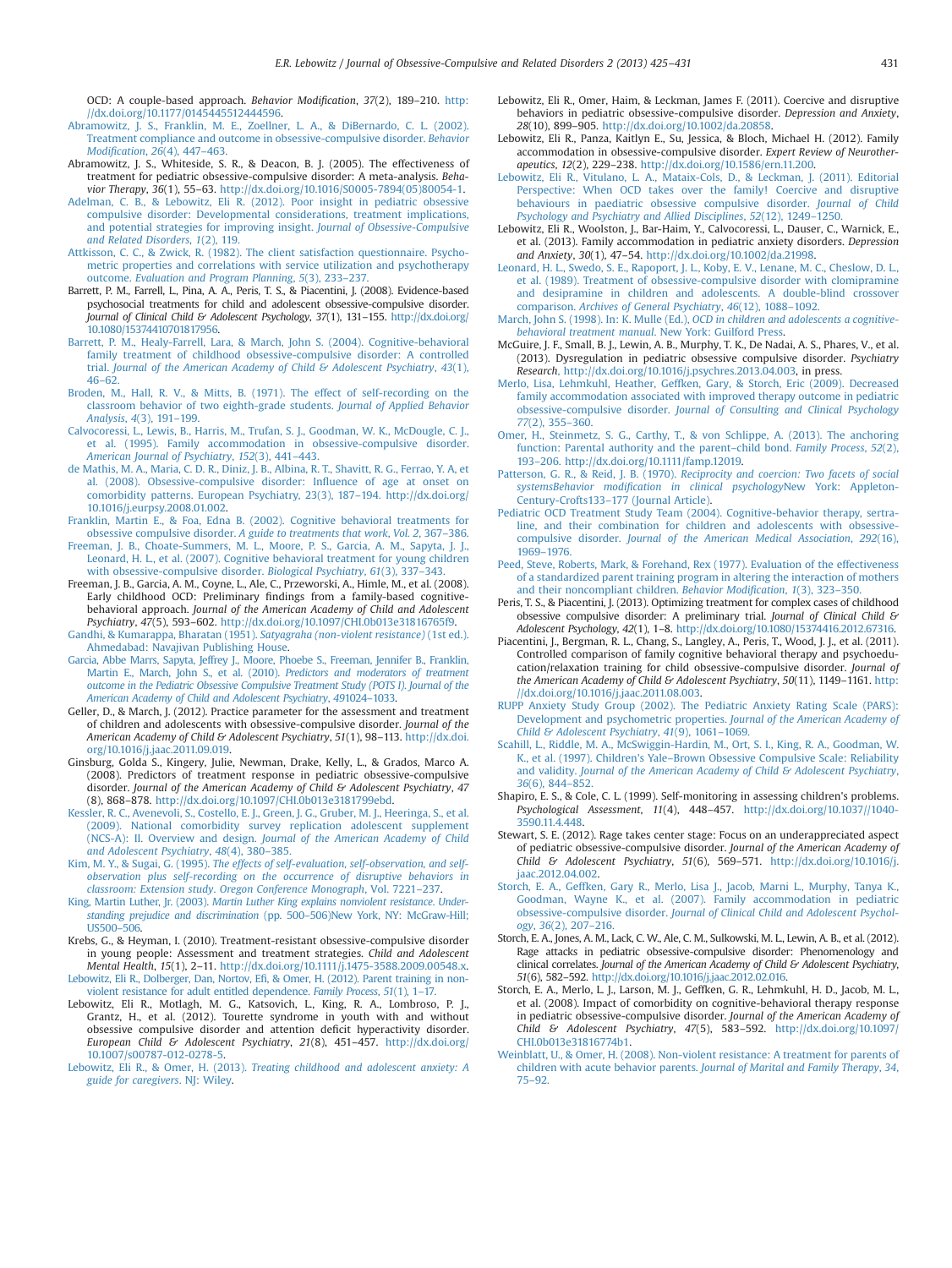OCD: A couple-based approach. *Behavior Modification*, *37*(2), 189–210. http://dx.doi.org/10.1177/0145445512444596.

Abramowitz, J. S., Franklin, M. E., Zoellner, L. A., & DiBernardo, C. L. (2002). Treatment compliance and outcome in obsessive-compulsive disorder. *Behavior Modification*, *26*(4), 447–463.

Abramowitz, J. S., Whiteside, S. R., & Deacon, B. J. (2005). The effectiveness of treatment for pediatric obsessive-compulsive disorder: A meta-analysis. *Behavior Therapy*, *36*(1), 55–63. http://dx.doi.org/10.1016/S0005-7894(05)80054-1.

Adelman, C. B., & Lebowitz, Eli R. (2012). Poor insight in pediatric obsessive compulsive disorder: Developmental considerations, treatment implications, and potential strategies for improving insight. *Journal of Obsessive-Compulsive and Related Disorders*, *1*(2), 119.

Attkisson, C. C., & Zwick, R. (1982). The client satisfaction questionnaire. Psychometric properties and correlations with service utilization and psychotherapy outcome. *Evaluation and Program Planning*, *5*(3), 233–237.

Barrett, P. M., Farrell, L., Pina, A. A., Peris, T. S., & Piacentini, J. (2008). Evidence-based psychosocial treatments for child and adolescent obsessive-compulsive disorder. *Journal of Clinical Child & Adolescent Psychology*, *37*(1), 131–155. http://dx.doi.org/10.1080/15374410701817956.

Barrett, P. M., Healy-Farrell, Lara, & March, John S. (2004). Cognitive-behavioral family treatment of childhood obsessive-compulsive disorder: A controlled trial. *Journal of the American Academy of Child & Adolescent Psychiatry*, *43*(1), 46–62.

Broden, M., Hall, R. V., & Mitts, B. (1971). The effect of self-recording on the classroom behavior of two eighth-grade students. *Journal of Applied Behavior Analysis*, *4*(3), 191–199.

Calvocoressi, L., Lewis, B., Harris, M., Trufan, S. J., Goodman, W. K., McDougle, C. J., et al. (1995). Family accommodation in obsessive-compulsive disorder. *American Journal of Psychiatry*, *152*(3), 441–443.

de Mathis, M. A., Maria, C. D. R., Diniz, J. B., Albina, R. T., Shavitt, R. G., Ferrao, Y. A, et al. (2008). Obsessive-compulsive disorder: Influence of age at onset on comorbidity patterns. European Psychiatry, 23(3), 187–194. http://dx.doi.org/10.1016/j.eurpsy.2008.01.002.

Franklin, Martin E., & Foa, Edna B. (2002). Cognitive behavioral treatments for obsessive compulsive disorder. *A guide to treatments that work*, *Vol. 2*, 367–386.

Freeman, J. B., Choate-Summers, M. L., Moore, P. S., Garcia, A. M., Sapyta, J. J., Leonard, H. L., et al. (2007). Cognitive behavioral treatment for young children with obsessive-compulsive disorder. *Biological Psychiatry*, *61*(3), 337–343.

Freeman, J. B., Garcia, A. M., Coyne, L., Ale, C., Przeworski, A., Himle, M., et al. (2008). Early childhood OCD: Preliminary findings from a family-based cognitive-behavioral approach. *Journal of the American Academy of Child and Adolescent Psychiatry*, *47*(5), 593–602. http://dx.doi.org/10.1097/CHI.0b013e31816765f9.

Gandhi, & Kumarappa, Bharatan (1951). *Satyagraha (non-violent resistance)* (1st ed.). Ahmedabad: Navajivan Publishing House.

Garcia, Abbe Marrs, Sapyta, Jeffrey J., Moore, Phoebe S., Freeman, Jennifer B., Franklin, Martin E., March, John S., et al. (2010). *Predictors and moderators of treatment outcome in the Pediatric Obsessive Compulsive Treatment Study (POTS I). Journal of the American Academy of Child and Adolescent Psychiatry*, *49*1024–1033.

Geller, D., & March, J. (2012). Practice parameter for the assessment and treatment of children and adolescents with obsessive-compulsive disorder. *Journal of the American Academy of Child & Adolescent Psychiatry*, *51*(1), 98–113. http://dx.doi.org/10.1016/j.jaac.2011.09.019.

Ginsburg, Golda S., Kingery, Julie, Newman, Drake, Kelly, L., & Grados, Marco A. (2008). Predictors of treatment response in pediatric obsessive-compulsive disorder. *Journal of the American Academy of Child & Adolescent Psychiatry*, *47* (8), 868–878. http://dx.doi.org/10.1097/CHI.0b013e3181799ebd.

Kessler, R. C., Avenevoli, S., Costello, E. J., Green, J. G., Gruber, M. J., Heeringa, S., et al. (2009). National comorbidity survey replication adolescent supplement (NCS-A): II. Overview and design. *Journal of the American Academy of Child and Adolescent Psychiatry*, *48*(4), 380–385.

Kim, M. Y., & Sugai, G. (1995). *The effects of self-evaluation, self-observation, and self-observation plus self-recording on the occurrence of disruptive behaviors in classroom: Extension study*. *Oregon Conference Monograph*, Vol. 7221–237.

King, Martin Luther, Jr. (2003). *Martin Luther King explains nonviolent resistance. Understanding prejudice and discrimination* (pp. 500–506)New York, NY: McGraw-Hill; US500–506.

Krebs, G., & Heyman, I. (2010). Treatment-resistant obsessive-compulsive disorder in young people: Assessment and treatment strategies. *Child and Adolescent Mental Health*, *15*(1), 2–11. http://dx.doi.org/10.1111/j.1475-3588.2009.00548.x.

Lebowitz, Eli R., Dolberger, Dan, Nortov, Efi, & Omer, H. (2012). Parent training in non-violent resistance for adult entitled dependence. *Family Process*, *51*(1), 1–17.

Lebowitz, Eli R., Motlagh, M. G., Katsovich, L., King, R. A., Lombroso, P. J., Grantz, H., et al. (2012). Tourette syndrome in youth with and without obsessive compulsive disorder and attention deficit hyperactivity disorder. *European Child & Adolescent Psychiatry*, *21*(8), 451–457. http://dx.doi.org/10.1007/s00787-012-0278-5.

Lebowitz, Eli R., & Omer, H. (2013). *Treating childhood and adolescent anxiety: A guide for caregivers*. NJ: Wiley.

Lebowitz, Eli R., Omer, Haim, & Leckman, James F. (2011). Coercive and disruptive behaviors in pediatric obsessive-compulsive disorder. *Depression and Anxiety*, *28*(10), 899–905. http://dx.doi.org/10.1002/da.20858.

Lebowitz, Eli R., Panza, Kaitlyn E., Su, Jessica, & Bloch, Michael H. (2012). Family accommodation in obsessive-compulsive disorder. *Expert Review of Neurotherapeutics*, *12*(2), 229–238. http://dx.doi.org/10.1586/ern.11.200.

Lebowitz, Eli R., Vitulano, L. A., Mataix-Cols, D., & Leckman, J. (2011). Editorial Perspective: When OCD takes over the family! Coercive and disruptive behaviours in paediatric obsessive compulsive disorder. *Journal of Child Psychology and Psychiatry and Allied Disciplines*, *52*(12), 1249–1250.

Lebowitz, Eli R., Woolston, J., Bar-Haim, Y., Calvocoressi, L., Dauser, C., Warnick, E., et al. (2013). Family accommodation in pediatric anxiety disorders. *Depression and Anxiety*, *30*(1), 47–54. http://dx.doi.org/10.1002/da.21998.

Leonard, H. L., Swedo, S. E., Rapoport, J. L., Koby, E. V., Lenane, M. C., Cheslow, D. L., et al. (1989). Treatment of obsessive-compulsive disorder with clomipramine and desipramine in children and adolescents. A double-blind crossover comparison. *Archives of General Psychiatry*, *46*(12), 1088–1092.

March, John S. (1998). In: K. Mulle (Ed.), *OCD in children and adolescents a cognitive-behavioral treatment manual*. New York: Guilford Press.

McGuire, J. F., Small, B. J., Lewin, A. B., Murphy, T. K., De Nadai, A. S., Phares, V., et al. (2013). Dysregulation in pediatric obsessive compulsive disorder. *Psychiatry Research*, http://dx.doi.org/10.1016/j.psychres.2013.04.003, in press.

Merlo, Lisa, Lehmkuhl, Heather, Geffken, Gary, & Storch, Eric (2009). Decreased family accommodation associated with improved therapy outcome in pediatric obsessive-compulsive disorder. *Journal of Consulting and Clinical Psychology* *77*(2), 355–360.

Omer, H., Steinmetz, S. G., Carthy, T., & von Schlippe, A. (2013). The anchoring function: Parental authority and the parent–child bond. *Family Process*, *52*(2), 193–206. http://dx.doi.org/10.1111/famp.12019.

Patterson, G. R., & Reid, J. B. (1970). *Reciprocity and coercion: Two facets of social systemsBehavior modification in clinical psychology*New York: Appleton-Century-Crofts133–177 (Journal Article).

Pediatric OCD Treatment Study Team (2004). Cognitive-behavior therapy, sertraline, and their combination for children and adolescents with obsessive-compulsive disorder. *Journal of the American Medical Association*, *292*(16), 1969–1976.

Peed, Steve, Roberts, Mark, & Forehand, Rex (1977). Evaluation of the effectiveness of a standardized parent training program in altering the interaction of mothers and their noncompliant children. *Behavior Modification*, *1*(3), 323–350.

Peris, T. S., & Piacentini, J. (2013). Optimizing treatment for complex cases of childhood obsessive compulsive disorder: A preliminary trial. *Journal of Clinical Child & Adolescent Psychology*, *42*(1), 1–8. http://dx.doi.org/10.1080/15374416.2012.67316.

Piacentini, J., Bergman, R. L., Chang, S., Langley, A., Peris, T., Wood, J. J., et al. (2011). Controlled comparison of family cognitive behavioral therapy and psychoeducation/relaxation training for child obsessive-compulsive disorder. *Journal of the American Academy of Child & Adolescent Psychiatry*, *50*(11), 1149–1161. http://dx.doi.org/10.1016/j.jaac.2011.08.003.

RUPP Anxiety Study Group (2002). The Pediatric Anxiety Rating Scale (PARS): Development and psychometric properties. *Journal of the American Academy of Child & Adolescent Psychiatry*, *41*(9), 1061–1069.

Scahill, L., Riddle, M. A., McSwiggin-Hardin, M., Ort, S. I., King, R. A., Goodman, W. K., et al. (1997). Children's Yale–Brown Obsessive Compulsive Scale: Reliability and validity. *Journal of the American Academy of Child & Adolescent Psychiatry*, *36*(6), 844–852.

Shapiro, E. S., & Cole, C. L. (1999). Self-monitoring in assessing children's problems. *Psychological Assessment*, *11*(4), 448–457. http://dx.doi.org/10.1037//1040-3590.11.4.448.

Stewart, S. E. (2012). Rage takes center stage: Focus on an underappreciated aspect of pediatric obsessive-compulsive disorder. *Journal of the American Academy of Child & Adolescent Psychiatry*, *51*(6), 569–571. http://dx.doi.org/10.1016/j.jaac.2012.04.002.

Storch, E. A., Geffken, Gary R., Merlo, Lisa J., Jacob, Marni L., Murphy, Tanya K., Goodman, Wayne K., et al. (2007). Family accommodation in pediatric obsessive-compulsive disorder. *Journal of Clinical Child and Adolescent Psychology*, *36*(2), 207–216.

Storch, E. A., Jones, A. M., Lack, C. W., Ale, C. M., Sulkowski, M. L., Lewin, A. B., et al. (2012). Rage attacks in pediatric obsessive-compulsive disorder: Phenomenology and clinical correlates. *Journal of the American Academy of Child & Adolescent Psychiatry*, *51*(6), 582–592. http://dx.doi.org/10.1016/j.jaac.2012.02.016.

Storch, E. A., Merlo, L. J., Larson, M. J., Geffken, G. R., Lehmkuhl, H. D., Jacob, M. L., et al. (2008). Impact of comorbidity on cognitive-behavioral therapy response in pediatric obsessive-compulsive disorder. *Journal of the American Academy of Child & Adolescent Psychiatry*, *47*(5), 583–592. http://dx.doi.org/10.1097/CHI.0b013e31816774b1.

Weinblatt, U., & Omer, H. (2008). Non-violent resistance: A treatment for parents of children with acute behavior parents. *Journal of Marital and Family Therapy*, *34*, 75–92.